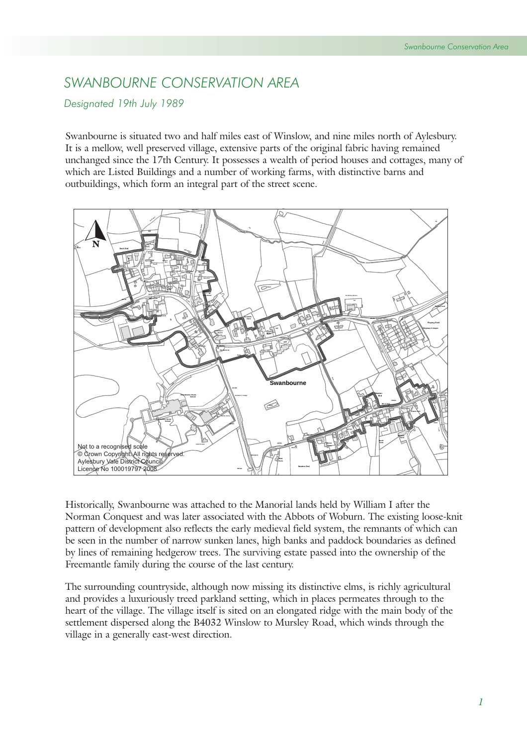# SWANBOURNE CONSERVATION AREA

*Designated 19th July 1989*

Swanbourne is situated two and half miles east of Winslow, and nine miles north of Aylesbury. It is a mellow, well preserved village, extensive parts of the original fabric having remained unchanged since the 17th Century. It possesses a wealth of period houses and cottages, many of which are Listed Buildings and a number of working farms, with distinctive barns and outbuildings, which form an integral part of the street scene.

Not to a recognised scale
© Crown Copyright. All rights reserved.
Aylesbury Vale District Council
Licence No 100019797 2008

Historically, Swanbourne was attached to the Manorial lands held by William I after the Norman Conquest and was later associated with the Abbots of Woburn. The existing loose-knit pattern of development also reflects the early medieval field system, the remnants of which can be seen in the number of narrow sunken lanes, high banks and paddock boundaries as defined by lines of remaining hedgerow trees. The surviving estate passed into the ownership of the Freemantle family during the course of the last century.

The surrounding countryside, although now missing its distinctive elms, is richly agricultural and provides a luxuriously treed parkland setting, which in places permeates through to the heart of the village. The village itself is sited on an elongated ridge with the main body of the settlement dispersed along the B4032 Winslow to Mursley Road, which winds through the village in a generally east-west direction.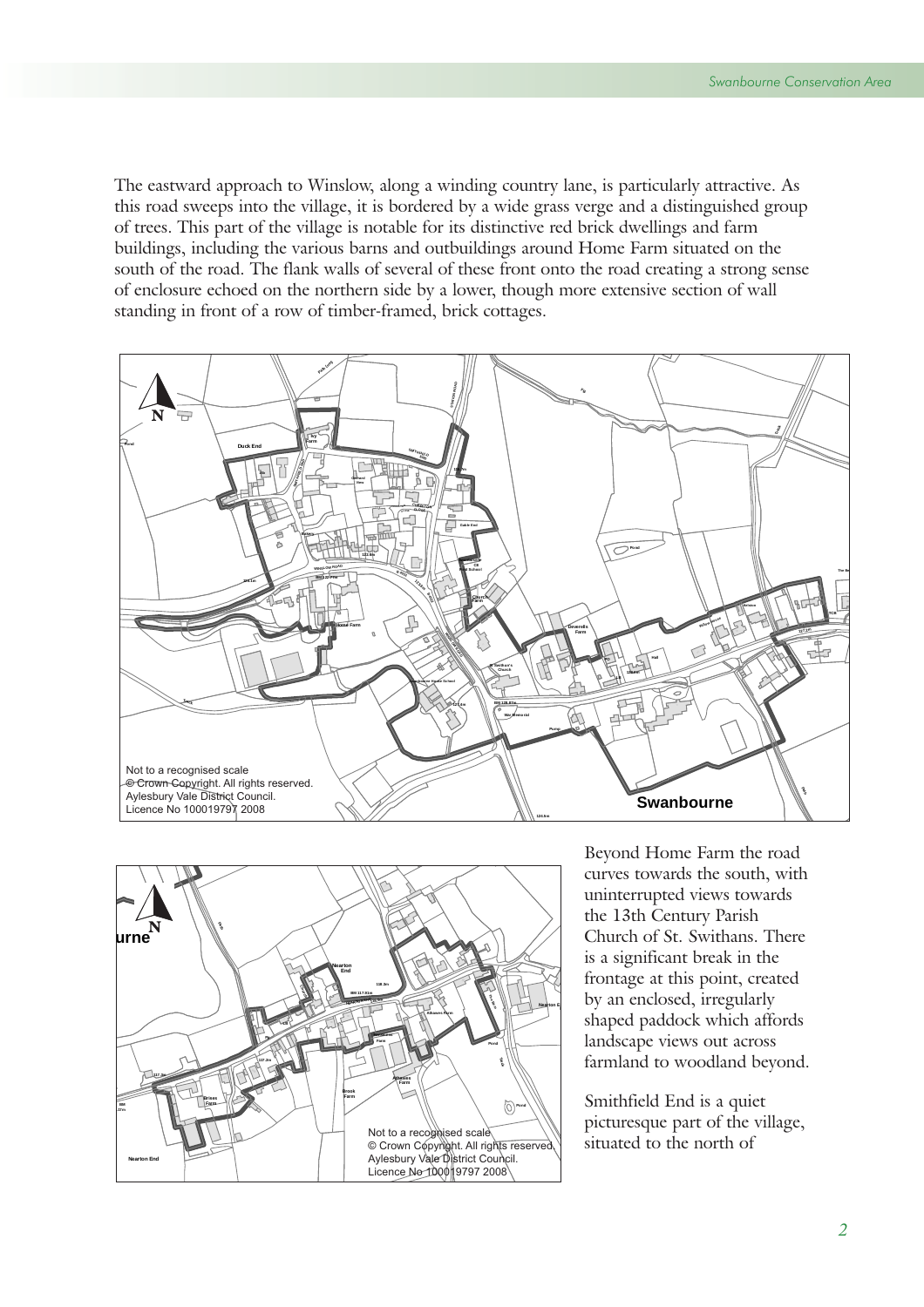The eastward approach to Winslow, along a winding country lane, is particularly attractive. As this road sweeps into the village, it is bordered by a wide grass verge and a distinguished group of trees. This part of the village is notable for its distinctive red brick dwellings and farm buildings, including the various barns and outbuildings around Home Farm situated on the south of the road. The flank walls of several of these front onto the road creating a strong sense of enclosure echoed on the northern side by a lower, though more extensive section of wall standing in front of a row of timber-framed, brick cottages.

Not to a recognised scale
© Crown Copyright. All rights reserved.
Aylesbury Vale District Council.
Licence No 100019797 2008

Swanbourne

Not to a recognised scale
© Crown Copyright. All rights reserved.
Aylesbury Vale District Council.
Licence No 100019797 2008

Beyond Home Farm the road curves towards the south, with uninterrupted views towards the 13th Century Parish Church of St. Swithans. There is a significant break in the frontage at this point, created by an enclosed, irregularly shaped paddock which affords landscape views out across farmland to woodland beyond.

Smithfield End is a quiet picturesque part of the village, situated to the north of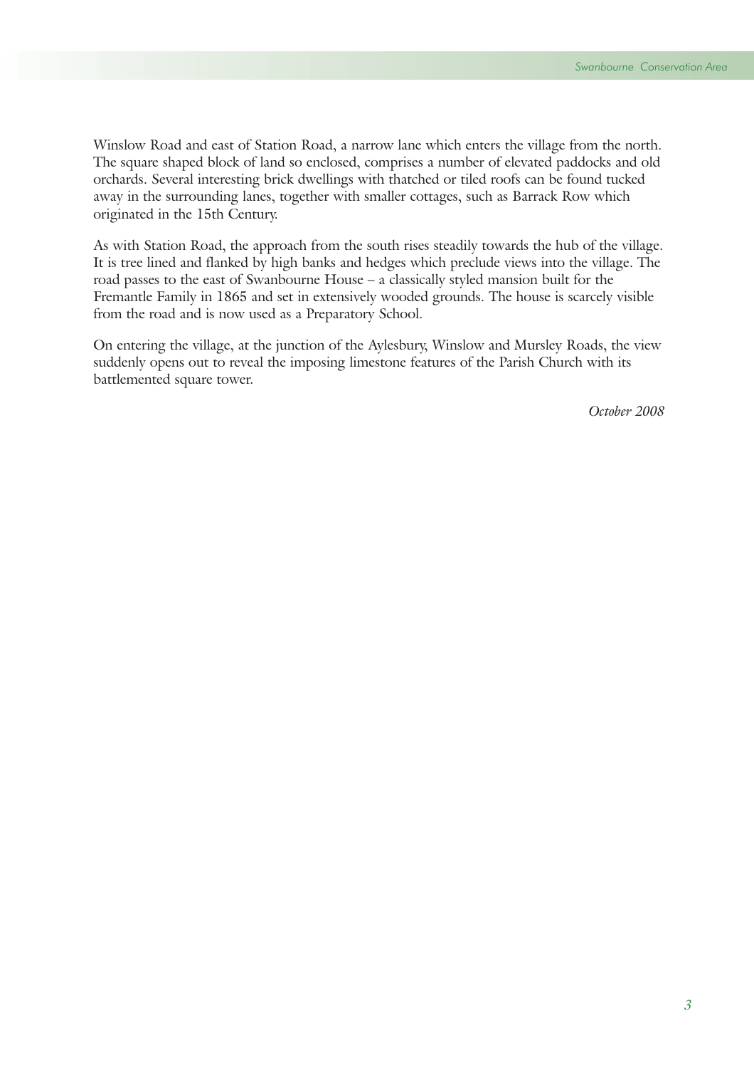Winslow Road and east of Station Road, a narrow lane which enters the village from the north. The square shaped block of land so enclosed, comprises a number of elevated paddocks and old orchards. Several interesting brick dwellings with thatched or tiled roofs can be found tucked away in the surrounding lanes, together with smaller cottages, such as Barrack Row which originated in the 15th Century.

As with Station Road, the approach from the south rises steadily towards the hub of the village. It is tree lined and flanked by high banks and hedges which preclude views into the village. The road passes to the east of Swanbourne House – a classically styled mansion built for the Fremantle Family in 1865 and set in extensively wooded grounds. The house is scarcely visible from the road and is now used as a Preparatory School.

On entering the village, at the junction of the Aylesbury, Winslow and Mursley Roads, the view suddenly opens out to reveal the imposing limestone features of the Parish Church with its battlemented square tower.

*October 2008*